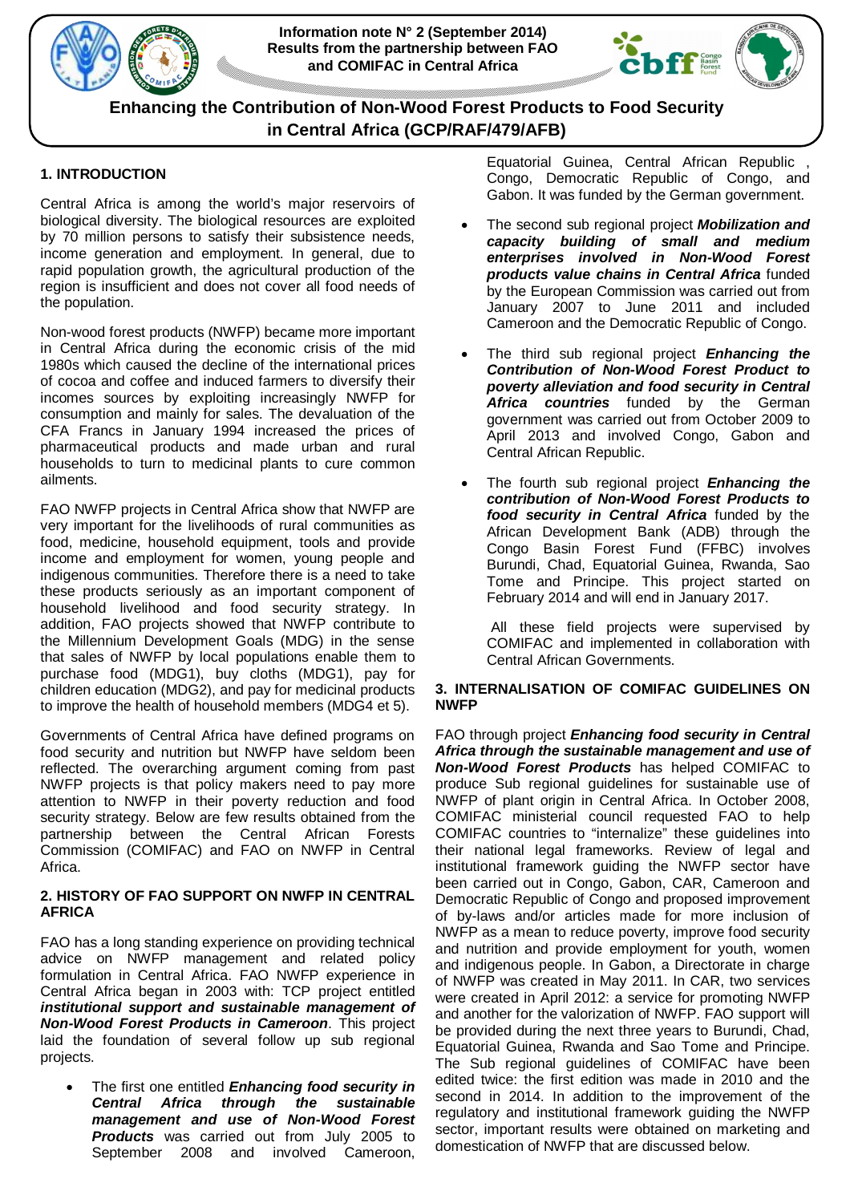Information note N° 2 (September 2014)
Results from the partnership between FAO and COMIFAC in Central Africa

# Enhancing the Contribution of Non-Wood Forest Products to Food Security in Central Africa (GCP/RAF/479/AFB)

## 1. INTRODUCTION

Central Africa is among the world's major reservoirs of biological diversity. The biological resources are exploited by 70 million persons to satisfy their subsistence needs, income generation and employment. In general, due to rapid population growth, the agricultural production of the region is insufficient and does not cover all food needs of the population.

Non-wood forest products (NWFP) became more important in Central Africa during the economic crisis of the mid 1980s which caused the decline of the international prices of cocoa and coffee and induced farmers to diversify their incomes sources by exploiting increasingly NWFP for consumption and mainly for sales. The devaluation of the CFA Francs in January 1994 increased the prices of pharmaceutical products and made urban and rural households to turn to medicinal plants to cure common ailments.

FAO NWFP projects in Central Africa show that NWFP are very important for the livelihoods of rural communities as food, medicine, household equipment, tools and provide income and employment for women, young people and indigenous communities. Therefore there is a need to take these products seriously as an important component of household livelihood and food security strategy. In addition, FAO projects showed that NWFP contribute to the Millennium Development Goals (MDG) in the sense that sales of NWFP by local populations enable them to purchase food (MDG1), buy cloths (MDG1), pay for children education (MDG2), and pay for medicinal products to improve the health of household members (MDG4 et 5).

Governments of Central Africa have defined programs on food security and nutrition but NWFP have seldom been reflected. The overarching argument coming from past NWFP projects is that policy makers need to pay more attention to NWFP in their poverty reduction and food security strategy. Below are few results obtained from the partnership between the Central African Forests Commission (COMIFAC) and FAO on NWFP in Central Africa.

## 2. HISTORY OF FAO SUPPORT ON NWFP IN CENTRAL AFRICA

FAO has a long standing experience on providing technical advice on NWFP management and related policy formulation in Central Africa. FAO NWFP experience in Central Africa began in 2003 with: TCP project entitled ***institutional support and sustainable management of Non-Wood Forest Products in Cameroon***. This project laid the foundation of several follow up sub regional projects.

- The first one entitled ***Enhancing food security in Central Africa through the sustainable management and use of Non-Wood Forest Products*** was carried out from July 2005 to September 2008 and involved Cameroon, Equatorial Guinea, Central African Republic , Congo, Democratic Republic of Congo, and Gabon. It was funded by the German government.
- The second sub regional project ***Mobilization and capacity building of small and medium enterprises involved in Non-Wood Forest products value chains in Central Africa*** funded by the European Commission was carried out from January 2007 to June 2011 and included Cameroon and the Democratic Republic of Congo.
- The third sub regional project ***Enhancing the Contribution of Non-Wood Forest Product to poverty alleviation and food security in Central Africa countries*** funded by the German government was carried out from October 2009 to April 2013 and involved Congo, Gabon and Central African Republic.
- The fourth sub regional project ***Enhancing the contribution of Non-Wood Forest Products to food security in Central Africa*** funded by the African Development Bank (ADB) through the Congo Basin Forest Fund (FFBC) involves Burundi, Chad, Equatorial Guinea, Rwanda, Sao Tome and Principe. This project started on February 2014 and will end in January 2017.

  All these field projects were supervised by COMIFAC and implemented in collaboration with Central African Governments.

## 3. INTERNALISATION OF COMIFAC GUIDELINES ON NWFP

FAO through project ***Enhancing food security in Central Africa through the sustainable management and use of Non-Wood Forest Products*** has helped COMIFAC to produce Sub regional guidelines for sustainable use of NWFP of plant origin in Central Africa. In October 2008, COMIFAC ministerial council requested FAO to help COMIFAC countries to "internalize" these guidelines into their national legal frameworks. Review of legal and institutional framework guiding the NWFP sector have been carried out in Congo, Gabon, CAR, Cameroon and Democratic Republic of Congo and proposed improvement of by-laws and/or articles made for more inclusion of NWFP as a mean to reduce poverty, improve food security and nutrition and provide employment for youth, women and indigenous people. In Gabon, a Directorate in charge of NWFP was created in May 2011. In CAR, two services were created in April 2012: a service for promoting NWFP and another for the valorization of NWFP. FAO support will be provided during the next three years to Burundi, Chad, Equatorial Guinea, Rwanda and Sao Tome and Principe. The Sub regional guidelines of COMIFAC have been edited twice: the first edition was made in 2010 and the second in 2014. In addition to the improvement of the regulatory and institutional framework guiding the NWFP sector, important results were obtained on marketing and domestication of NWFP that are discussed below.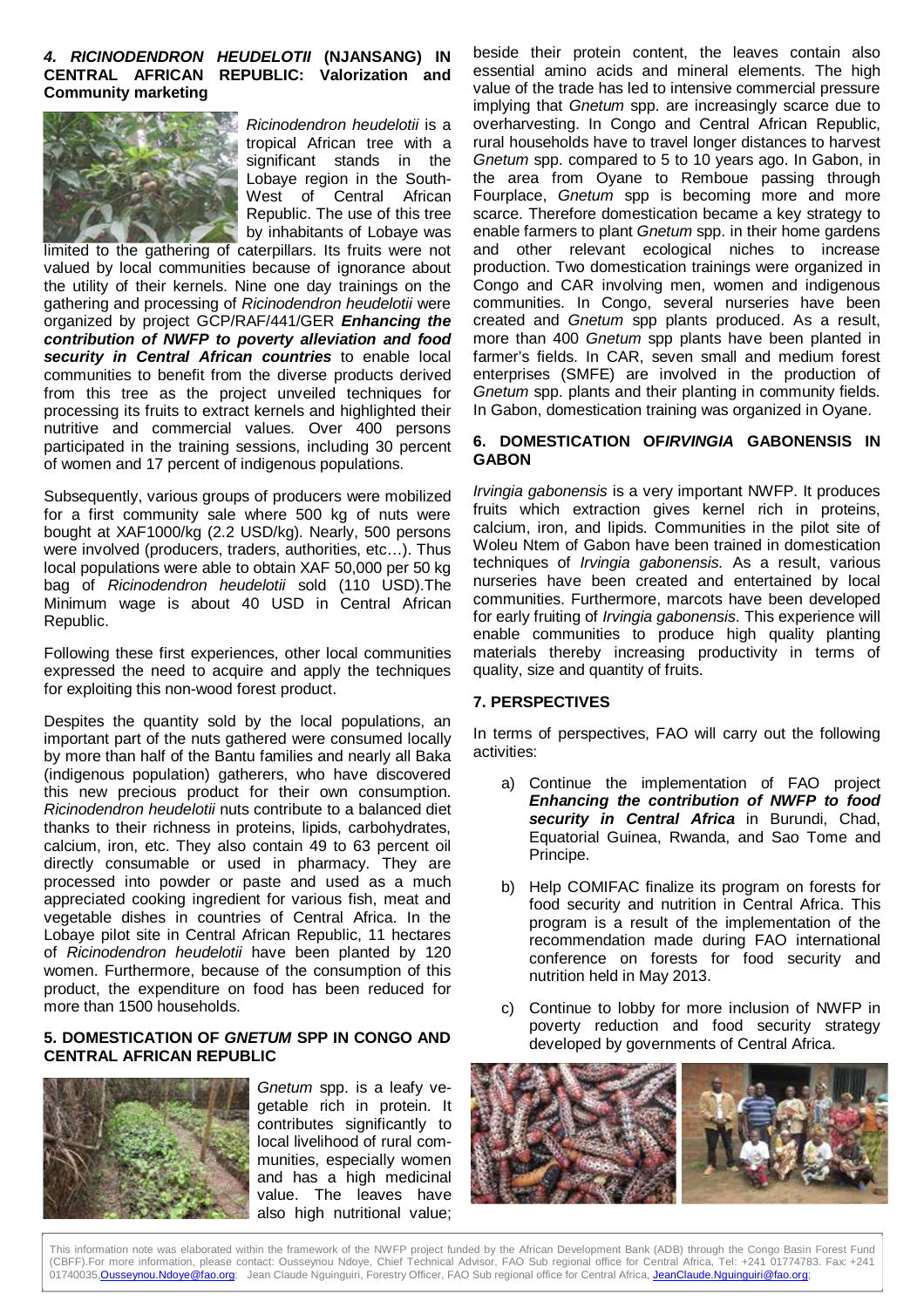### *4. RICINODENDRON HEUDELOTII* (NJANSANG) IN CENTRAL AFRICAN REPUBLIC: Valorization and Community marketing

*Ricinodendron heudelotii* is a tropical African tree with a significant stands in the Lobaye region in the South-West of Central African Republic. The use of this tree by inhabitants of Lobaye was limited to the gathering of caterpillars. Its fruits were not valued by local communities because of ignorance about the utility of their kernels. Nine one day trainings on the gathering and processing of *Ricinodendron heudelotii* were organized by project GCP/RAF/441/GER ***Enhancing the contribution of NWFP to poverty alleviation and food security in Central African countries*** to enable local communities to benefit from the diverse products derived from this tree as the project unveiled techniques for processing its fruits to extract kernels and highlighted their nutritive and commercial values. Over 400 persons participated in the training sessions, including 30 percent of women and 17 percent of indigenous populations.

Subsequently, various groups of producers were mobilized for a first community sale where 500 kg of nuts were bought at XAF1000/kg (2.2 USD/kg). Nearly, 500 persons were involved (producers, traders, authorities, etc…). Thus local populations were able to obtain XAF 50,000 per 50 kg bag of *Ricinodendron heudelotii* sold (110 USD).The Minimum wage is about 40 USD in Central African Republic.

Following these first experiences, other local communities expressed the need to acquire and apply the techniques for exploiting this non-wood forest product.

Despites the quantity sold by the local populations, an important part of the nuts gathered were consumed locally by more than half of the Bantu families and nearly all Baka (indigenous population) gatherers, who have discovered this new precious product for their own consumption. *Ricinodendron heudelotii* nuts contribute to a balanced diet thanks to their richness in proteins, lipids, carbohydrates, calcium, iron, etc. They also contain 49 to 63 percent oil directly consumable or used in pharmacy. They are processed into powder or paste and used as a much appreciated cooking ingredient for various fish, meat and vegetable dishes in countries of Central Africa. In the Lobaye pilot site in Central African Republic, 11 hectares of *Ricinodendron heudelotii* have been planted by 120 women. Furthermore, because of the consumption of this product, the expenditure on food has been reduced for more than 1500 households.

### 5. DOMESTICATION OF *GNETUM* SPP IN CONGO AND CENTRAL AFRICAN REPUBLIC

*Gnetum* spp. is a leafy vegetable rich in protein. It contributes significantly to local livelihood of rural communities, especially women and has a high medicinal value. The leaves have also high nutritional value; beside their protein content, the leaves contain also essential amino acids and mineral elements. The high value of the trade has led to intensive commercial pressure implying that *Gnetum* spp. are increasingly scarce due to overharvesting. In Congo and Central African Republic, rural households have to travel longer distances to harvest *Gnetum* spp. compared to 5 to 10 years ago. In Gabon, in the area from Oyane to Remboue passing through Fourplace, *Gnetum* spp is becoming more and more scarce. Therefore domestication became a key strategy to enable farmers to plant *Gnetum* spp. in their home gardens and other relevant ecological niches to increase production. Two domestication trainings were organized in Congo and CAR involving men, women and indigenous communities. In Congo, several nurseries have been created and *Gnetum* spp plants produced. As a result, more than 400 *Gnetum* spp plants have been planted in farmer's fields. In CAR, seven small and medium forest enterprises (SMFE) are involved in the production of *Gnetum* spp. plants and their planting in community fields. In Gabon, domestication training was organized in Oyane.

### 6. DOMESTICATION OF *IRVINGIA* GABONENSIS IN GABON

*Irvingia gabonensis* is a very important NWFP. It produces fruits which extraction gives kernel rich in proteins, calcium, iron, and lipids. Communities in the pilot site of Woleu Ntem of Gabon have been trained in domestication techniques of *Irvingia gabonensis.* As a result, various nurseries have been created and entertained by local communities. Furthermore, marcots have been developed for early fruiting of *Irvingia gabonensis*. This experience will enable communities to produce high quality planting materials thereby increasing productivity in terms of quality, size and quantity of fruits.

### 7. PERSPECTIVES

In terms of perspectives, FAO will carry out the following activities:

a) Continue the implementation of FAO project ***Enhancing the contribution of NWFP to food security in Central Africa*** in Burundi, Chad, Equatorial Guinea, Rwanda, and Sao Tome and Principe.

b) Help COMIFAC finalize its program on forests for food security and nutrition in Central Africa. This program is a result of the implementation of the recommendation made during FAO international conference on forests for food security and nutrition held in May 2013.

c) Continue to lobby for more inclusion of NWFP in poverty reduction and food security strategy developed by governments of Central Africa.

This information note was elaborated within the framework of the NWFP project funded by the African Development Bank (ADB) through the Congo Basin Forest Fund (CBFF).For more information, please contact: Ousseynou Ndoye, Chief Technical Advisor, FAO Sub regional office for Central Africa, Tel: +241 01774783. Fax: +241 01740035;Ousseynou.Ndoye@fao.org; Jean Claude Nguinguiri, Forestry Officer, FAO Sub regional office for Central Africa, JeanClaude.Nguinguiri@fao.org;